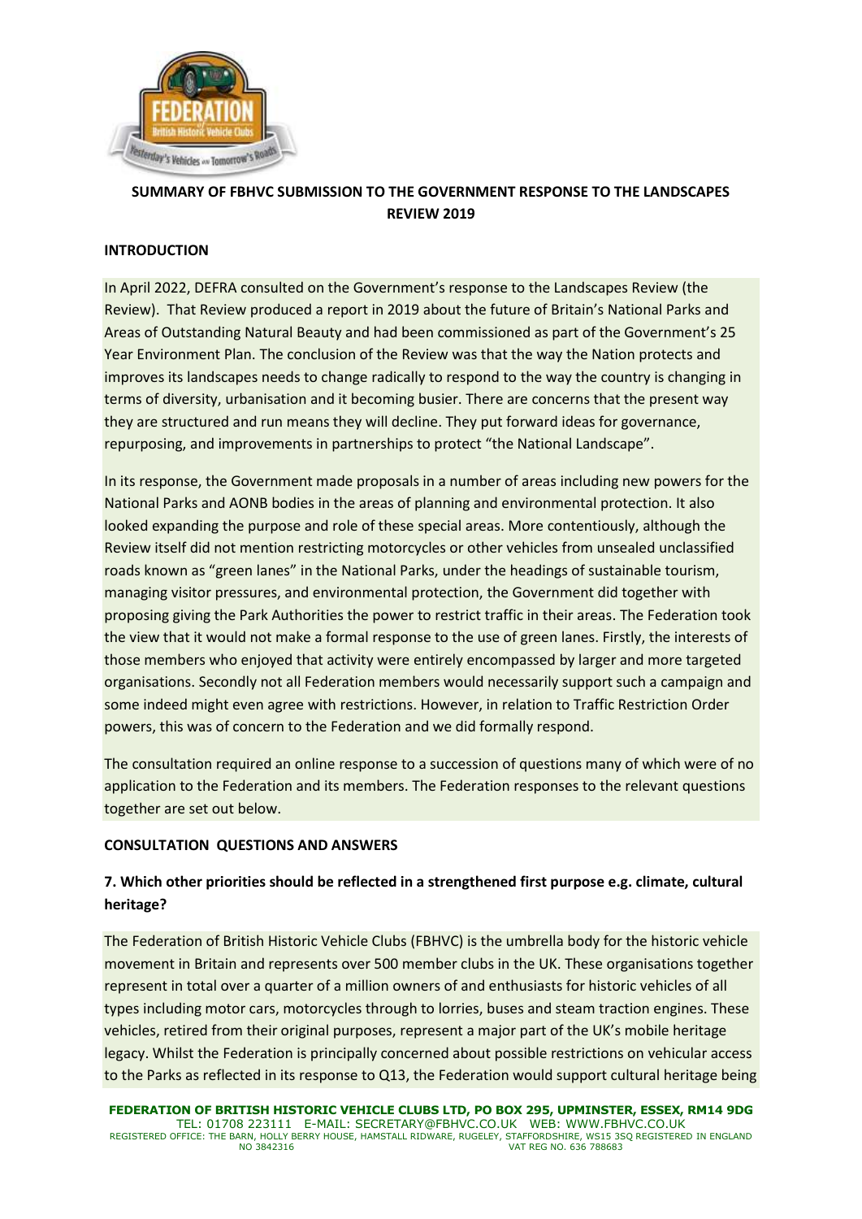**SUMMARY OF FBHVC SUBMISSION TO THE GOVERNMENT RESPONSE TO THE LANDSCAPES REVIEW 2019**

**INTRODUCTION**

In April 2022, DEFRA consulted on the Government's response to the Landscapes Review (the Review). That Review produced a report in 2019 about the future of Britain's National Parks and Areas of Outstanding Natural Beauty and had been commissioned as part of the Government's 25 Year Environment Plan. The conclusion of the Review was that the way the Nation protects and improves its landscapes needs to change radically to respond to the way the country is changing in terms of diversity, urbanisation and it becoming busier. There are concerns that the present way they are structured and run means they will decline. They put forward ideas for governance, repurposing, and improvements in partnerships to protect "the National Landscape".

In its response, the Government made proposals in a number of areas including new powers for the National Parks and AONB bodies in the areas of planning and environmental protection. It also looked expanding the purpose and role of these special areas. More contentiously, although the Review itself did not mention restricting motorcycles or other vehicles from unsealed unclassified roads known as "green lanes" in the National Parks, under the headings of sustainable tourism, managing visitor pressures, and environmental protection, the Government did together with proposing giving the Park Authorities the power to restrict traffic in their areas. The Federation took the view that it would not make a formal response to the use of green lanes. Firstly, the interests of those members who enjoyed that activity were entirely encompassed by larger and more targeted organisations. Secondly not all Federation members would necessarily support such a campaign and some indeed might even agree with restrictions. However, in relation to Traffic Restriction Order powers, this was of concern to the Federation and we did formally respond.

The consultation required an online response to a succession of questions many of which were of no application to the Federation and its members. The Federation responses to the relevant questions together are set out below.

**CONSULTATION QUESTIONS AND ANSWERS**

**7. Which other priorities should be reflected in a strengthened first purpose e.g. climate, cultural heritage?**

The Federation of British Historic Vehicle Clubs (FBHVC) is the umbrella body for the historic vehicle movement in Britain and represents over 500 member clubs in the UK. These organisations together represent in total over a quarter of a million owners of and enthusiasts for historic vehicles of all types including motor cars, motorcycles through to lorries, buses and steam traction engines. These vehicles, retired from their original purposes, represent a major part of the UK's mobile heritage legacy. Whilst the Federation is principally concerned about possible restrictions on vehicular access to the Parks as reflected in its response to Q13, the Federation would support cultural heritage being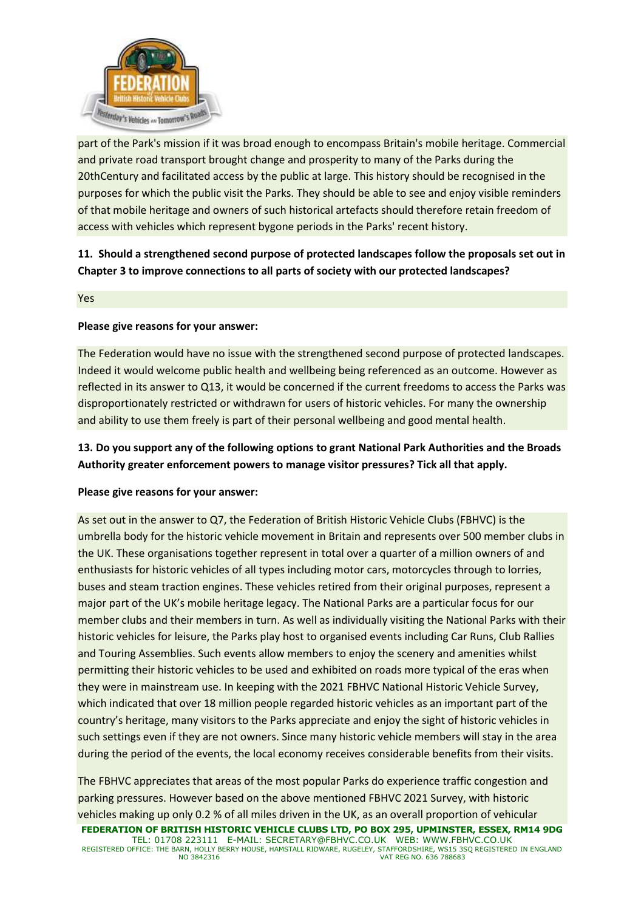part of the Park's mission if it was broad enough to encompass Britain's mobile heritage. Commercial and private road transport brought change and prosperity to many of the Parks during the 20thCentury and facilitated access by the public at large. This history should be recognised in the purposes for which the public visit the Parks. They should be able to see and enjoy visible reminders of that mobile heritage and owners of such historical artefacts should therefore retain freedom of access with vehicles which represent bygone periods in the Parks' recent history.

**11. Should a strengthened second purpose of protected landscapes follow the proposals set out in Chapter 3 to improve connections to all parts of society with our protected landscapes?**

Yes

**Please give reasons for your answer:**

The Federation would have no issue with the strengthened second purpose of protected landscapes. Indeed it would welcome public health and wellbeing being referenced as an outcome. However as reflected in its answer to Q13, it would be concerned if the current freedoms to access the Parks was disproportionately restricted or withdrawn for users of historic vehicles. For many the ownership and ability to use them freely is part of their personal wellbeing and good mental health.

**13. Do you support any of the following options to grant National Park Authorities and the Broads Authority greater enforcement powers to manage visitor pressures? Tick all that apply.**

**Please give reasons for your answer:**

As set out in the answer to Q7, the Federation of British Historic Vehicle Clubs (FBHVC) is the umbrella body for the historic vehicle movement in Britain and represents over 500 member clubs in the UK. These organisations together represent in total over a quarter of a million owners of and enthusiasts for historic vehicles of all types including motor cars, motorcycles through to lorries, buses and steam traction engines. These vehicles retired from their original purposes, represent a major part of the UK's mobile heritage legacy. The National Parks are a particular focus for our member clubs and their members in turn. As well as individually visiting the National Parks with their historic vehicles for leisure, the Parks play host to organised events including Car Runs, Club Rallies and Touring Assemblies. Such events allow members to enjoy the scenery and amenities whilst permitting their historic vehicles to be used and exhibited on roads more typical of the eras when they were in mainstream use. In keeping with the 2021 FBHVC National Historic Vehicle Survey, which indicated that over 18 million people regarded historic vehicles as an important part of the country's heritage, many visitors to the Parks appreciate and enjoy the sight of historic vehicles in such settings even if they are not owners. Since many historic vehicle members will stay in the area during the period of the events, the local economy receives considerable benefits from their visits.

The FBHVC appreciates that areas of the most popular Parks do experience traffic congestion and parking pressures. However based on the above mentioned FBHVC 2021 Survey, with historic vehicles making up only 0.2 % of all miles driven in the UK, as an overall proportion of vehicular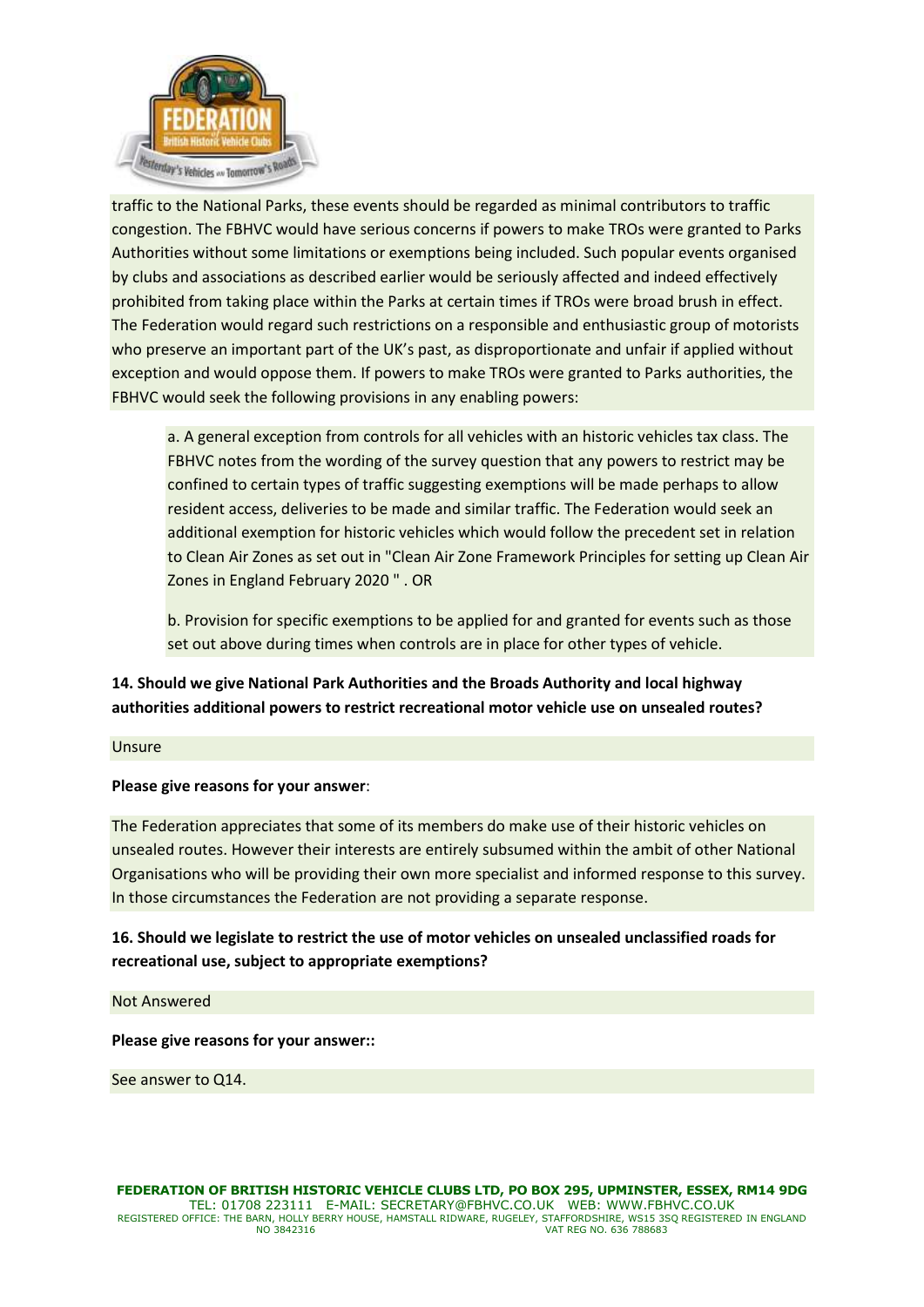traffic to the National Parks, these events should be regarded as minimal contributors to traffic congestion. The FBHVC would have serious concerns if powers to make TROs were granted to Parks Authorities without some limitations or exemptions being included. Such popular events organised by clubs and associations as described earlier would be seriously affected and indeed effectively prohibited from taking place within the Parks at certain times if TROs were broad brush in effect. The Federation would regard such restrictions on a responsible and enthusiastic group of motorists who preserve an important part of the UK's past, as disproportionate and unfair if applied without exception and would oppose them. If powers to make TROs were granted to Parks authorities, the FBHVC would seek the following provisions in any enabling powers:

> a. A general exception from controls for all vehicles with an historic vehicles tax class. The FBHVC notes from the wording of the survey question that any powers to restrict may be confined to certain types of traffic suggesting exemptions will be made perhaps to allow resident access, deliveries to be made and similar traffic. The Federation would seek an additional exemption for historic vehicles which would follow the precedent set in relation to Clean Air Zones as set out in "Clean Air Zone Framework Principles for setting up Clean Air Zones in England February 2020 " . OR
>
> b. Provision for specific exemptions to be applied for and granted for events such as those set out above during times when controls are in place for other types of vehicle.

**14. Should we give National Park Authorities and the Broads Authority and local highway authorities additional powers to restrict recreational motor vehicle use on unsealed routes?**

Unsure

**Please give reasons for your answer**:

The Federation appreciates that some of its members do make use of their historic vehicles on unsealed routes. However their interests are entirely subsumed within the ambit of other National Organisations who will be providing their own more specialist and informed response to this survey. In those circumstances the Federation are not providing a separate response.

**16. Should we legislate to restrict the use of motor vehicles on unsealed unclassified roads for recreational use, subject to appropriate exemptions?**

Not Answered

**Please give reasons for your answer::**

See answer to Q14.